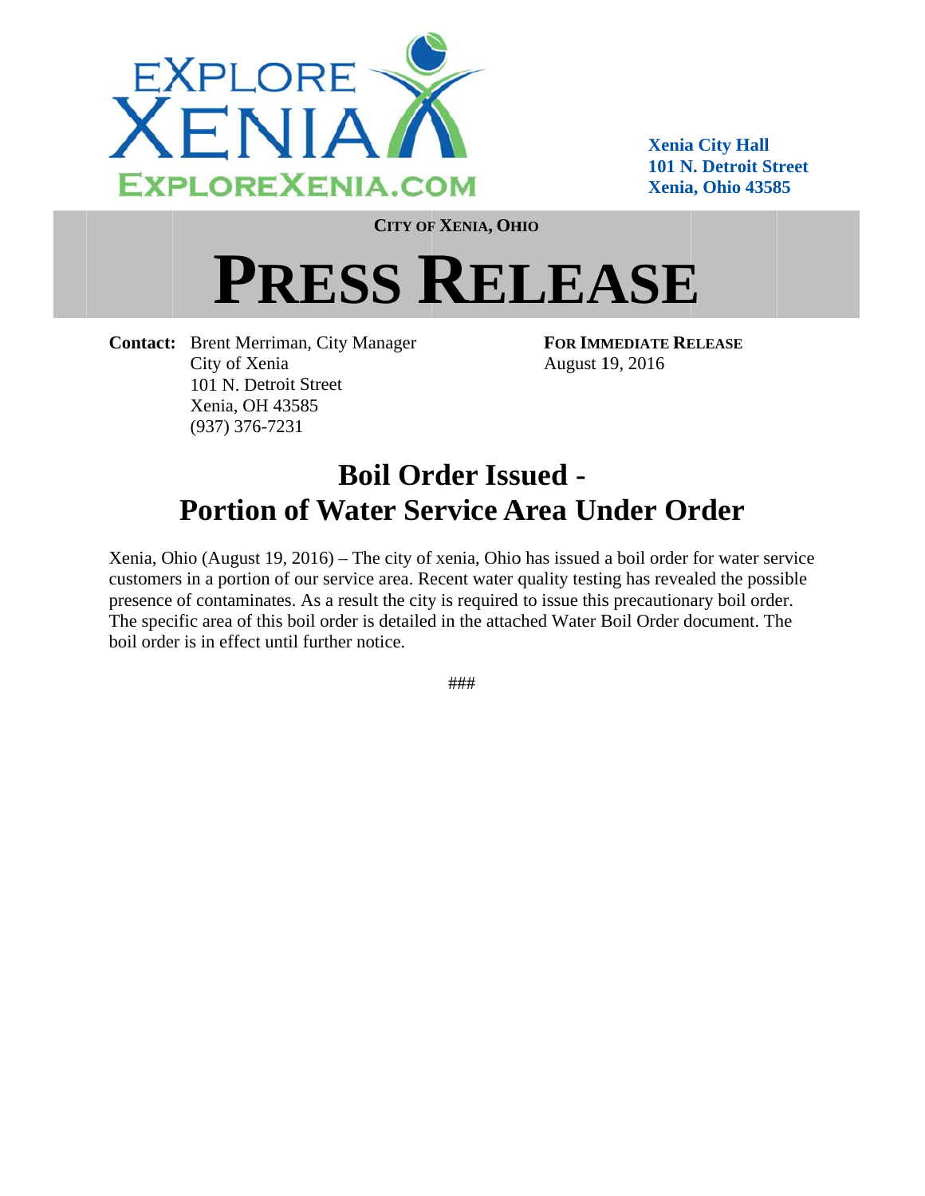EXPLORE XENIA
EXPLOREXENIA.COM

**Xenia City Hall**
**101 N. Detroit Street**
**Xenia, Ohio 43585**

**CITY OF XENIA, OHIO**

# PRESS RELEASE

**Contact:** Brent Merriman, City Manager
City of Xenia
101 N. Detroit Street
Xenia, OH 43585
(937) 376-7231

**FOR IMMEDIATE RELEASE**
August 19, 2016

## Boil Order Issued - Portion of Water Service Area Under Order

Xenia, Ohio (August 19, 2016) – The city of xenia, Ohio has issued a boil order for water service customers in a portion of our service area. Recent water quality testing has revealed the possible presence of contaminates. As a result the city is required to issue this precautionary boil order. The specific area of this boil order is detailed in the attached Water Boil Order document. The boil order is in effect until further notice.

###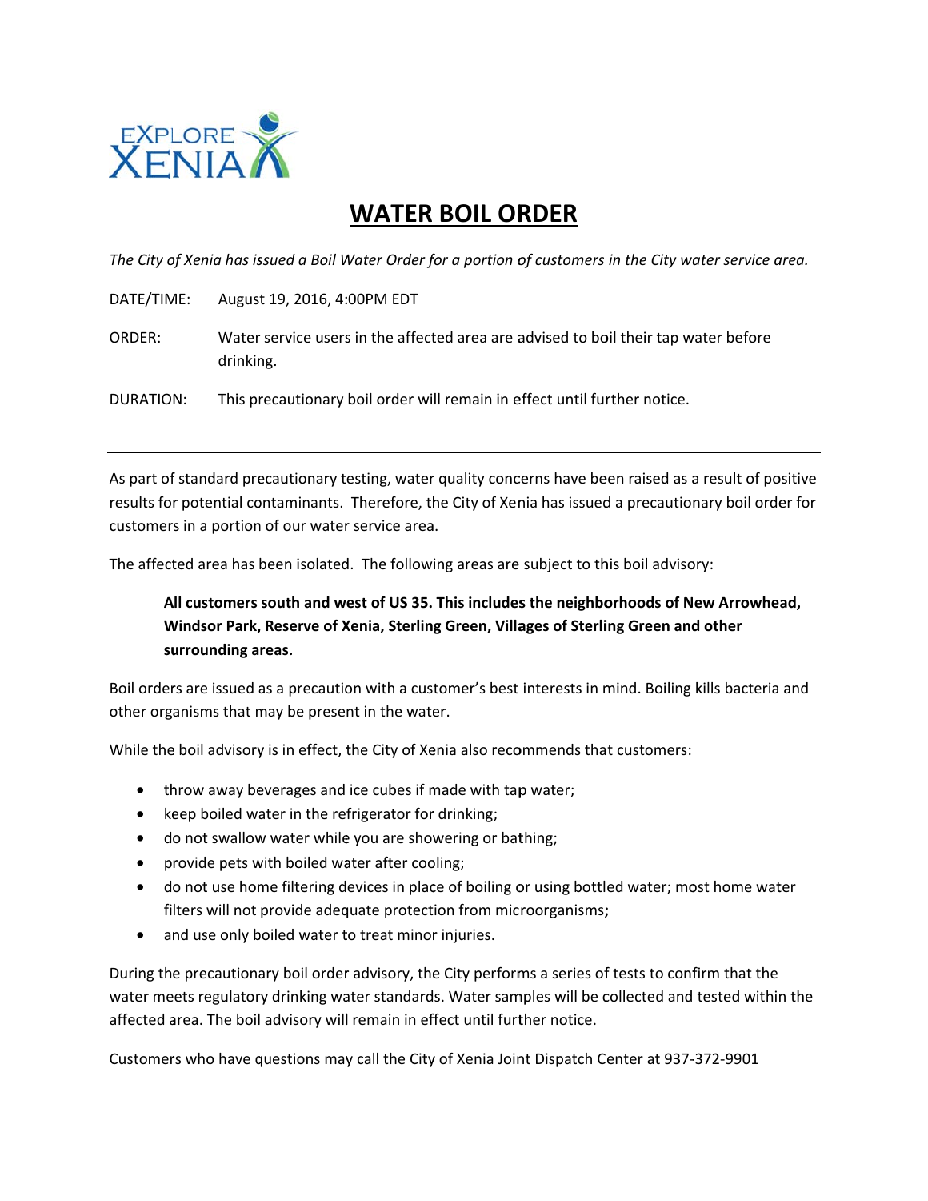# WATER BOIL ORDER

*The City of Xenia has issued a Boil Water Order for a portion of customers in the City water service area.*

DATE/TIME: August 19, 2016, 4:00PM EDT

ORDER: Water service users in the affected area are advised to boil their tap water before drinking.

DURATION: This precautionary boil order will remain in effect until further notice.

---

As part of standard precautionary testing, water quality concerns have been raised as a result of positive results for potential contaminants. Therefore, the City of Xenia has issued a precautionary boil order for customers in a portion of our water service area.

The affected area has been isolated. The following areas are subject to this boil advisory:

> **All customers south and west of US 35. This includes the neighborhoods of New Arrowhead, Windsor Park, Reserve of Xenia, Sterling Green, Villages of Sterling Green and other surrounding areas.**

Boil orders are issued as a precaution with a customer's best interests in mind. Boiling kills bacteria and other organisms that may be present in the water.

While the boil advisory is in effect, the City of Xenia also recommends that customers:

- throw away beverages and ice cubes if made with tap water;
- keep boiled water in the refrigerator for drinking;
- do not swallow water while you are showering or bathing;
- provide pets with boiled water after cooling;
- do not use home filtering devices in place of boiling or using bottled water; most home water filters will not provide adequate protection from microorganisms;
- and use only boiled water to treat minor injuries.

During the precautionary boil order advisory, the City performs a series of tests to confirm that the water meets regulatory drinking water standards. Water samples will be collected and tested within the affected area. The boil advisory will remain in effect until further notice.

Customers who have questions may call the City of Xenia Joint Dispatch Center at 937-372-9901